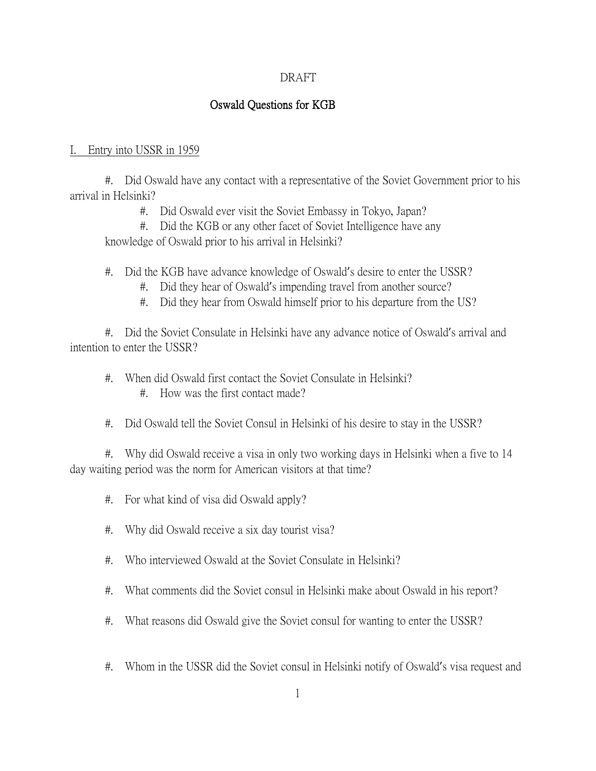DRAFT

## Oswald Questions for KGB

I. Entry into USSR in 1959

#. Did Oswald have any contact with a representative of the Soviet Government prior to his arrival in Helsinki?

    #. Did Oswald ever visit the Soviet Embassy in Tokyo, Japan?

    #. Did the KGB or any other facet of Soviet Intelligence have any knowledge of Oswald prior to his arrival in Helsinki?

#. Did the KGB have advance knowledge of Oswald's desire to enter the USSR?

    #. Did they hear of Oswald's impending travel from another source?

    #. Did they hear from Oswald himself prior to his departure from the US?

#. Did the Soviet Consulate in Helsinki have any advance notice of Oswald's arrival and intention to enter the USSR?

#. When did Oswald first contact the Soviet Consulate in Helsinki?

    #. How was the first contact made?

#. Did Oswald tell the Soviet Consul in Helsinki of his desire to stay in the USSR?

#. Why did Oswald receive a visa in only two working days in Helsinki when a five to 14 day waiting period was the norm for American visitors at that time?

#. For what kind of visa did Oswald apply?

#. Why did Oswald receive a six day tourist visa?

#. Who interviewed Oswald at the Soviet Consulate in Helsinki?

#. What comments did the Soviet consul in Helsinki make about Oswald in his report?

#. What reasons did Oswald give the Soviet consul for wanting to enter the USSR?

#. Whom in the USSR did the Soviet consul in Helsinki notify of Oswald's visa request and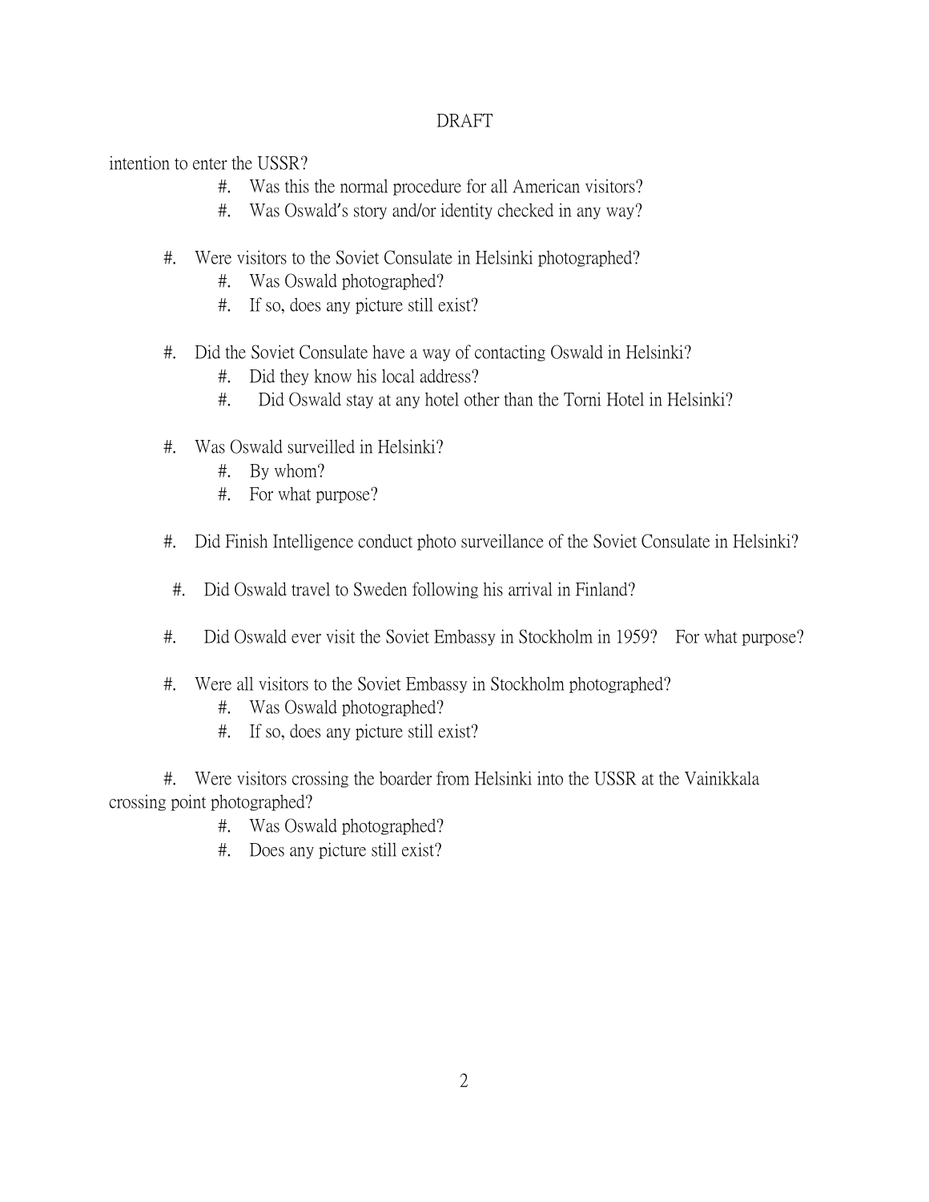DRAFT

intention to enter the USSR?

- #. Was this the normal procedure for all American visitors?
- #. Was Oswald's story and/or identity checked in any way?

#. Were visitors to the Soviet Consulate in Helsinki photographed?

- #. Was Oswald photographed?
- #. If so, does any picture still exist?

#. Did the Soviet Consulate have a way of contacting Oswald in Helsinki?

- #. Did they know his local address?
- #. Did Oswald stay at any hotel other than the Torni Hotel in Helsinki?

#. Was Oswald surveilled in Helsinki?

- #. By whom?
- #. For what purpose?

#. Did Finish Intelligence conduct photo surveillance of the Soviet Consulate in Helsinki?

#. Did Oswald travel to Sweden following his arrival in Finland?

#. Did Oswald ever visit the Soviet Embassy in Stockholm in 1959? For what purpose?

#. Were all visitors to the Soviet Embassy in Stockholm photographed?

- #. Was Oswald photographed?
- #. If so, does any picture still exist?

#. Were visitors crossing the boarder from Helsinki into the USSR at the Vainikkala crossing point photographed?

- #. Was Oswald photographed?
- #. Does any picture still exist?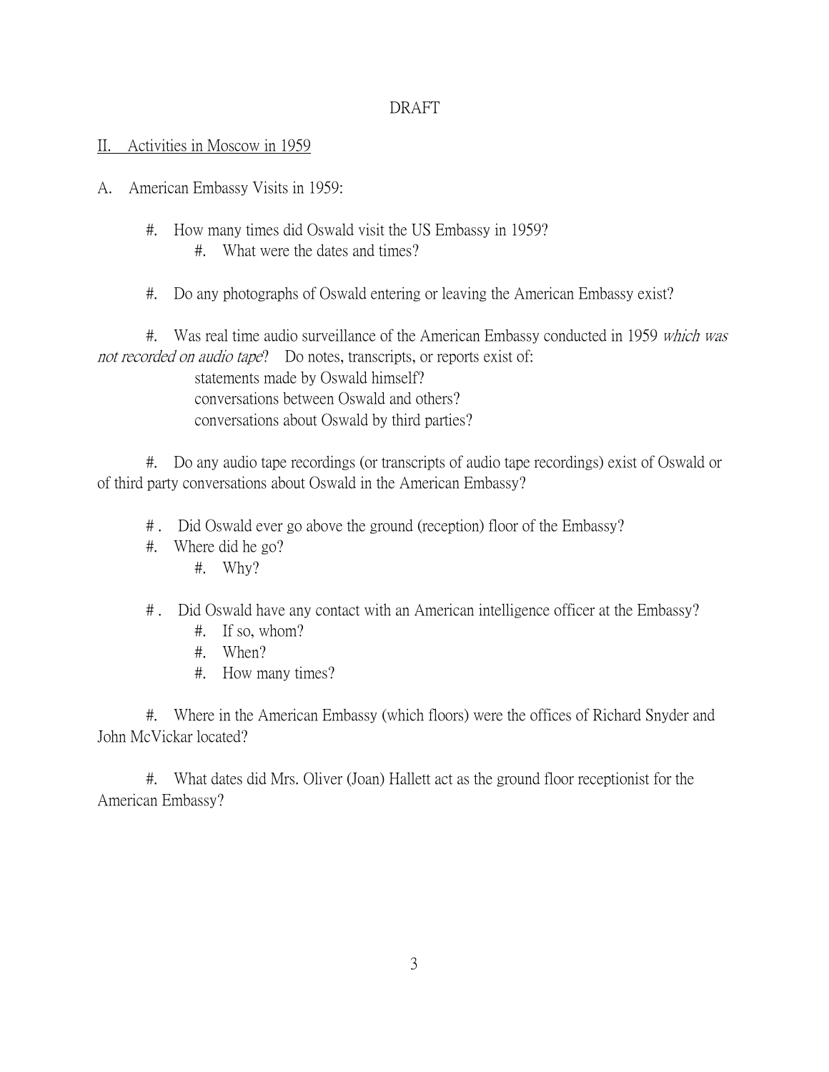DRAFT

II. Activities in Moscow in 1959

A. American Embassy Visits in 1959:

#. How many times did Oswald visit the US Embassy in 1959?
    #. What were the dates and times?

#. Do any photographs of Oswald entering or leaving the American Embassy exist?

#. Was real time audio surveillance of the American Embassy conducted in 1959 *which was not recorded on audio tape*? Do notes, transcripts, or reports exist of:
    statements made by Oswald himself?
    conversations between Oswald and others?
    conversations about Oswald by third parties?

#. Do any audio tape recordings (or transcripts of audio tape recordings) exist of Oswald or of third party conversations about Oswald in the American Embassy?

# . Did Oswald ever go above the ground (reception) floor of the Embassy?
#. Where did he go?
    #. Why?

# . Did Oswald have any contact with an American intelligence officer at the Embassy?
    #. If so, whom?
    #. When?
    #. How many times?

#. Where in the American Embassy (which floors) were the offices of Richard Snyder and John McVickar located?

#. What dates did Mrs. Oliver (Joan) Hallett act as the ground floor receptionist for the American Embassy?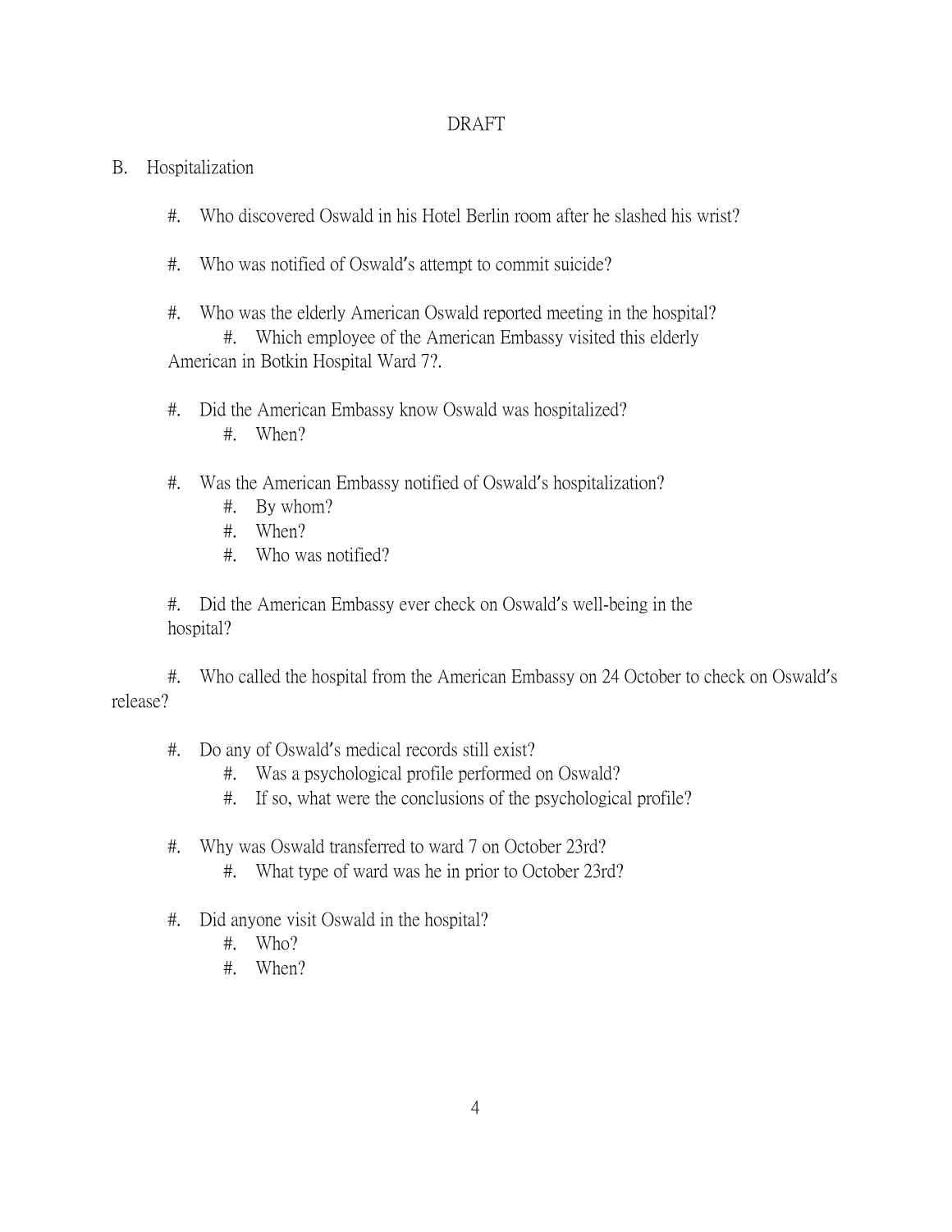DRAFT

B. Hospitalization

#. Who discovered Oswald in his Hotel Berlin room after he slashed his wrist?

#. Who was notified of Oswald's attempt to commit suicide?

#. Who was the elderly American Oswald reported meeting in the hospital?
   #. Which employee of the American Embassy visited this elderly American in Botkin Hospital Ward 7?.

#. Did the American Embassy know Oswald was hospitalized?
   #. When?

#. Was the American Embassy notified of Oswald's hospitalization?
   #. By whom?
   #. When?
   #. Who was notified?

#. Did the American Embassy ever check on Oswald's well-being in the hospital?

#. Who called the hospital from the American Embassy on 24 October to check on Oswald's release?

#. Do any of Oswald's medical records still exist?
   #. Was a psychological profile performed on Oswald?
   #. If so, what were the conclusions of the psychological profile?

#. Why was Oswald transferred to ward 7 on October 23rd?
   #. What type of ward was he in prior to October 23rd?

#. Did anyone visit Oswald in the hospital?
   #. Who?
   #. When?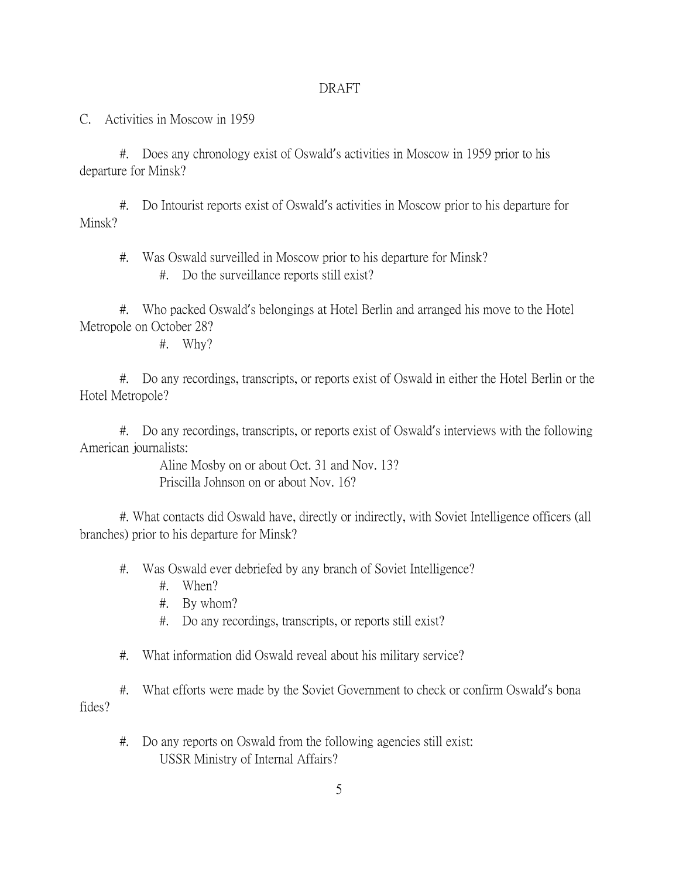DRAFT

C. Activities in Moscow in 1959

#. Does any chronology exist of Oswald's activities in Moscow in 1959 prior to his departure for Minsk?

#. Do Intourist reports exist of Oswald's activities in Moscow prior to his departure for Minsk?

#. Was Oswald surveilled in Moscow prior to his departure for Minsk?

    #. Do the surveillance reports still exist?

#. Who packed Oswald's belongings at Hotel Berlin and arranged his move to the Hotel Metropole on October 28?

    #. Why?

#. Do any recordings, transcripts, or reports exist of Oswald in either the Hotel Berlin or the Hotel Metropole?

#. Do any recordings, transcripts, or reports exist of Oswald's interviews with the following American journalists:

    Aline Mosby on or about Oct. 31 and Nov. 13?
    Priscilla Johnson on or about Nov. 16?

#. What contacts did Oswald have, directly or indirectly, with Soviet Intelligence officers (all branches) prior to his departure for Minsk?

#. Was Oswald ever debriefed by any branch of Soviet Intelligence?

    #. When?
    #. By whom?
    #. Do any recordings, transcripts, or reports still exist?

#. What information did Oswald reveal about his military service?

#. What efforts were made by the Soviet Government to check or confirm Oswald's bona fides?

#. Do any reports on Oswald from the following agencies still exist:

    USSR Ministry of Internal Affairs?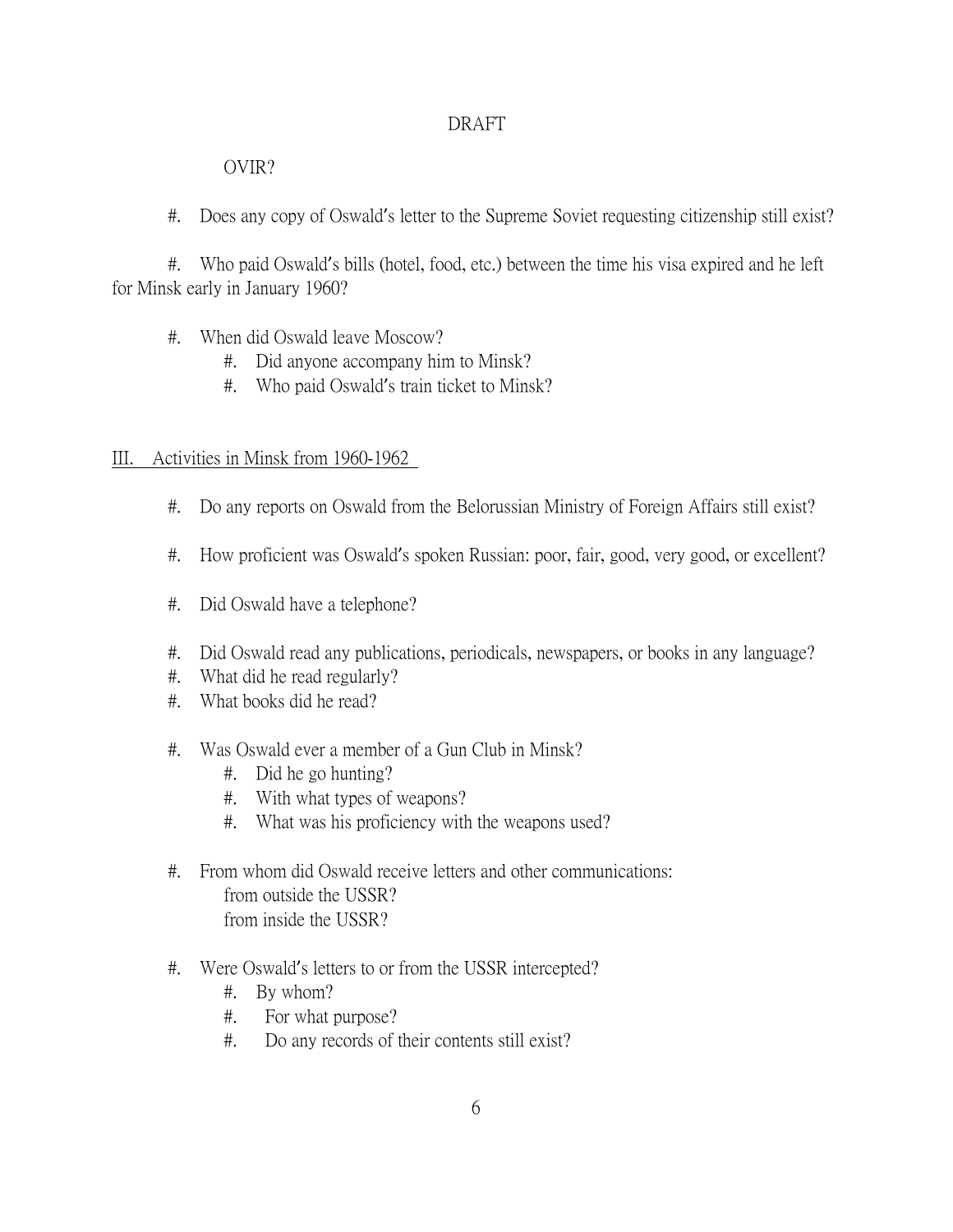DRAFT

OVIR?

#. Does any copy of Oswald's letter to the Supreme Soviet requesting citizenship still exist?

#. Who paid Oswald's bills (hotel, food, etc.) between the time his visa expired and he left for Minsk early in January 1960?

#. When did Oswald leave Moscow?
    #. Did anyone accompany him to Minsk?
    #. Who paid Oswald's train ticket to Minsk?

III. Activities in Minsk from 1960-1962

#. Do any reports on Oswald from the Belorussian Ministry of Foreign Affairs still exist?

#. How proficient was Oswald's spoken Russian: poor, fair, good, very good, or excellent?

#. Did Oswald have a telephone?

#. Did Oswald read any publications, periodicals, newspapers, or books in any language?
#. What did he read regularly?
#. What books did he read?

#. Was Oswald ever a member of a Gun Club in Minsk?
    #. Did he go hunting?
    #. With what types of weapons?
    #. What was his proficiency with the weapons used?

#. From whom did Oswald receive letters and other communications:
    from outside the USSR?
    from inside the USSR?

#. Were Oswald's letters to or from the USSR intercepted?
    #. By whom?
    #. For what purpose?
    #. Do any records of their contents still exist?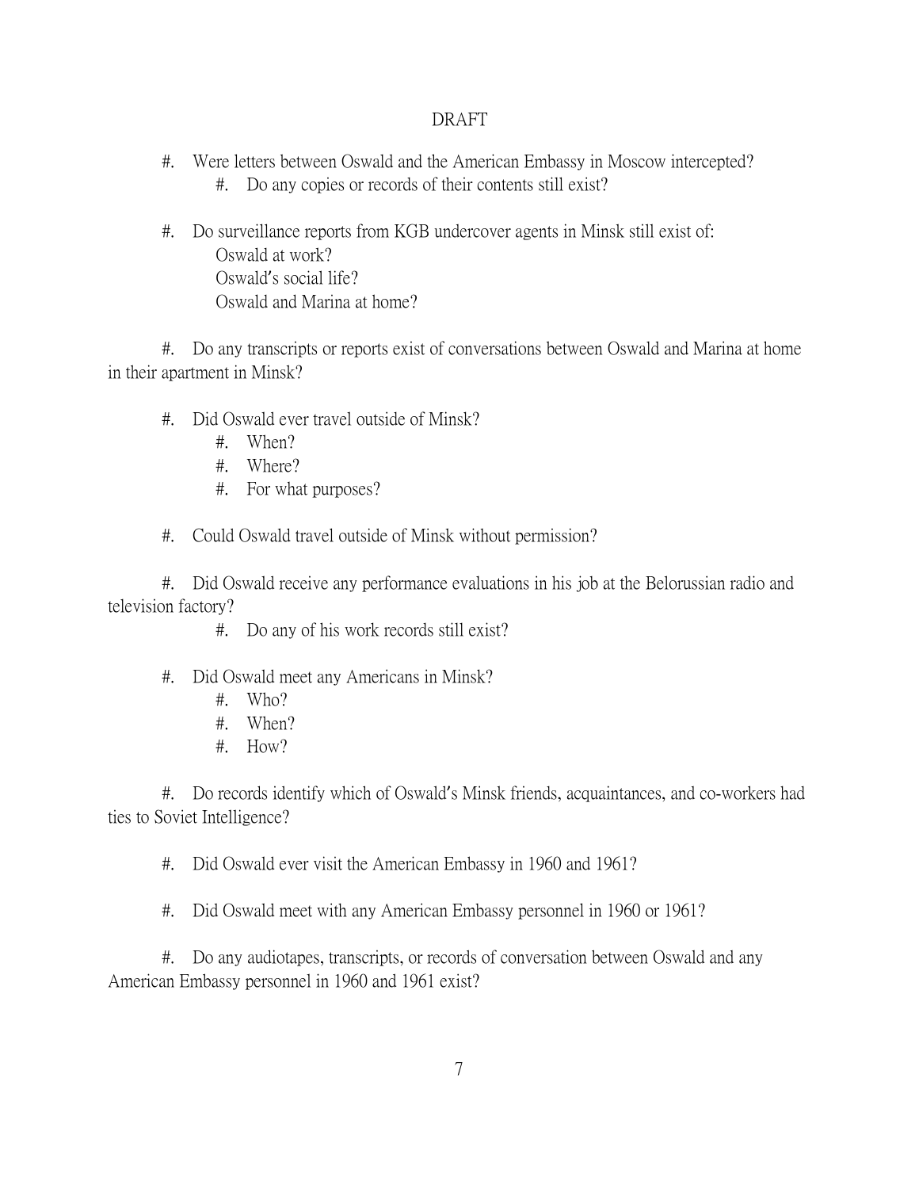DRAFT

#. Were letters between Oswald and the American Embassy in Moscow intercepted?

    #. Do any copies or records of their contents still exist?

#. Do surveillance reports from KGB undercover agents in Minsk still exist of:

    Oswald at work?

    Oswald's social life?

    Oswald and Marina at home?

#. Do any transcripts or reports exist of conversations between Oswald and Marina at home in their apartment in Minsk?

#. Did Oswald ever travel outside of Minsk?

    #. When?

    #. Where?

    #. For what purposes?

#. Could Oswald travel outside of Minsk without permission?

#. Did Oswald receive any performance evaluations in his job at the Belorussian radio and television factory?

    #. Do any of his work records still exist?

#. Did Oswald meet any Americans in Minsk?

    #. Who?

    #. When?

    #. How?

#. Do records identify which of Oswald's Minsk friends, acquaintances, and co-workers had ties to Soviet Intelligence?

#. Did Oswald ever visit the American Embassy in 1960 and 1961?

#. Did Oswald meet with any American Embassy personnel in 1960 or 1961?

#. Do any audiotapes, transcripts, or records of conversation between Oswald and any American Embassy personnel in 1960 and 1961 exist?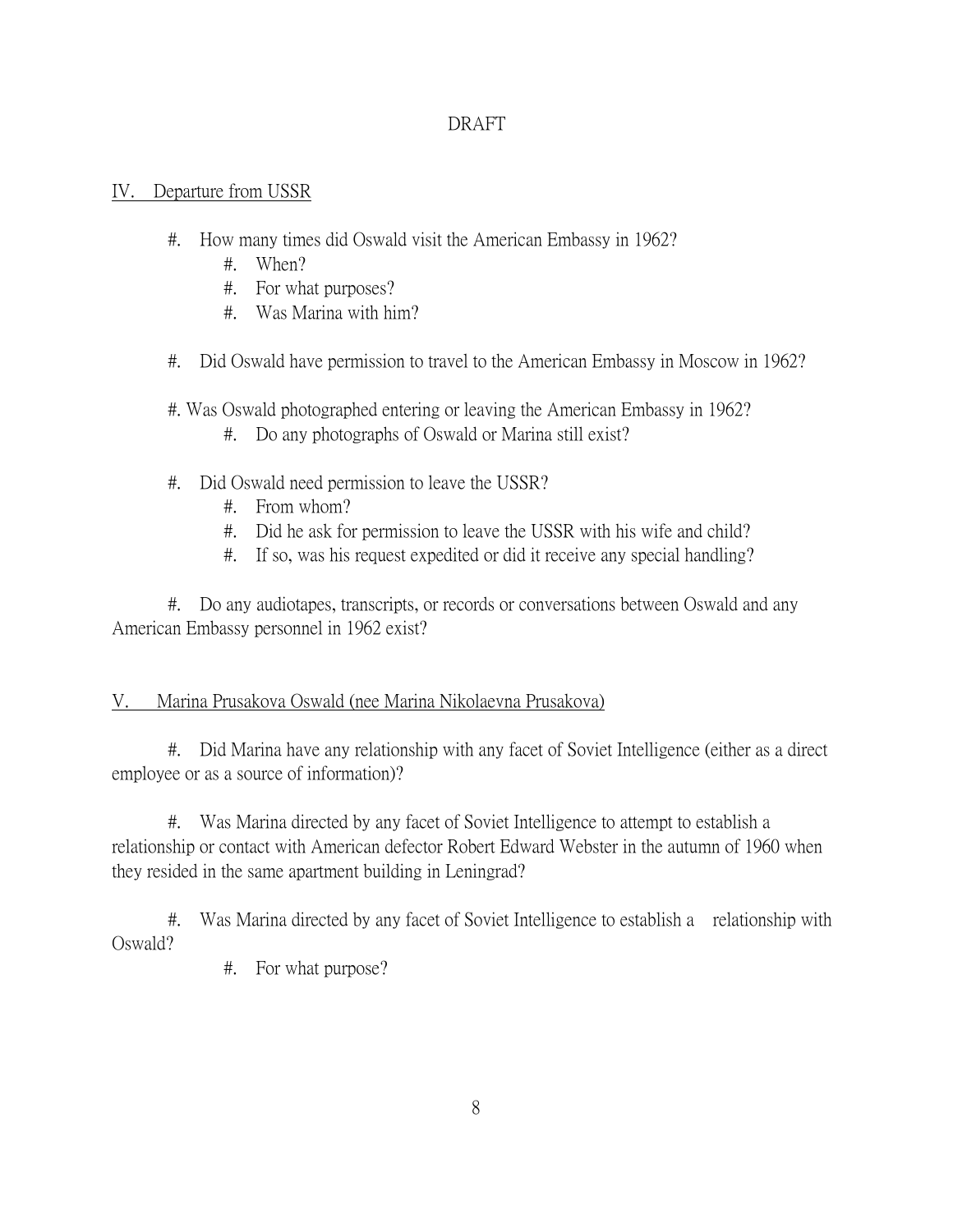DRAFT

## IV. Departure from USSR

- #. How many times did Oswald visit the American Embassy in 1962?
    - #. When?
    - #. For what purposes?
    - #. Was Marina with him?

- #. Did Oswald have permission to travel to the American Embassy in Moscow in 1962?

- #. Was Oswald photographed entering or leaving the American Embassy in 1962?
    - #. Do any photographs of Oswald or Marina still exist?

- #. Did Oswald need permission to leave the USSR?
    - #. From whom?
    - #. Did he ask for permission to leave the USSR with his wife and child?
    - #. If so, was his request expedited or did it receive any special handling?

- #. Do any audiotapes, transcripts, or records or conversations between Oswald and any American Embassy personnel in 1962 exist?

## V. Marina Prusakova Oswald (nee Marina Nikolaevna Prusakova)

- #. Did Marina have any relationship with any facet of Soviet Intelligence (either as a direct employee or as a source of information)?

- #. Was Marina directed by any facet of Soviet Intelligence to attempt to establish a relationship or contact with American defector Robert Edward Webster in the autumn of 1960 when they resided in the same apartment building in Leningrad?

- #. Was Marina directed by any facet of Soviet Intelligence to establish a relationship with Oswald?
    - #. For what purpose?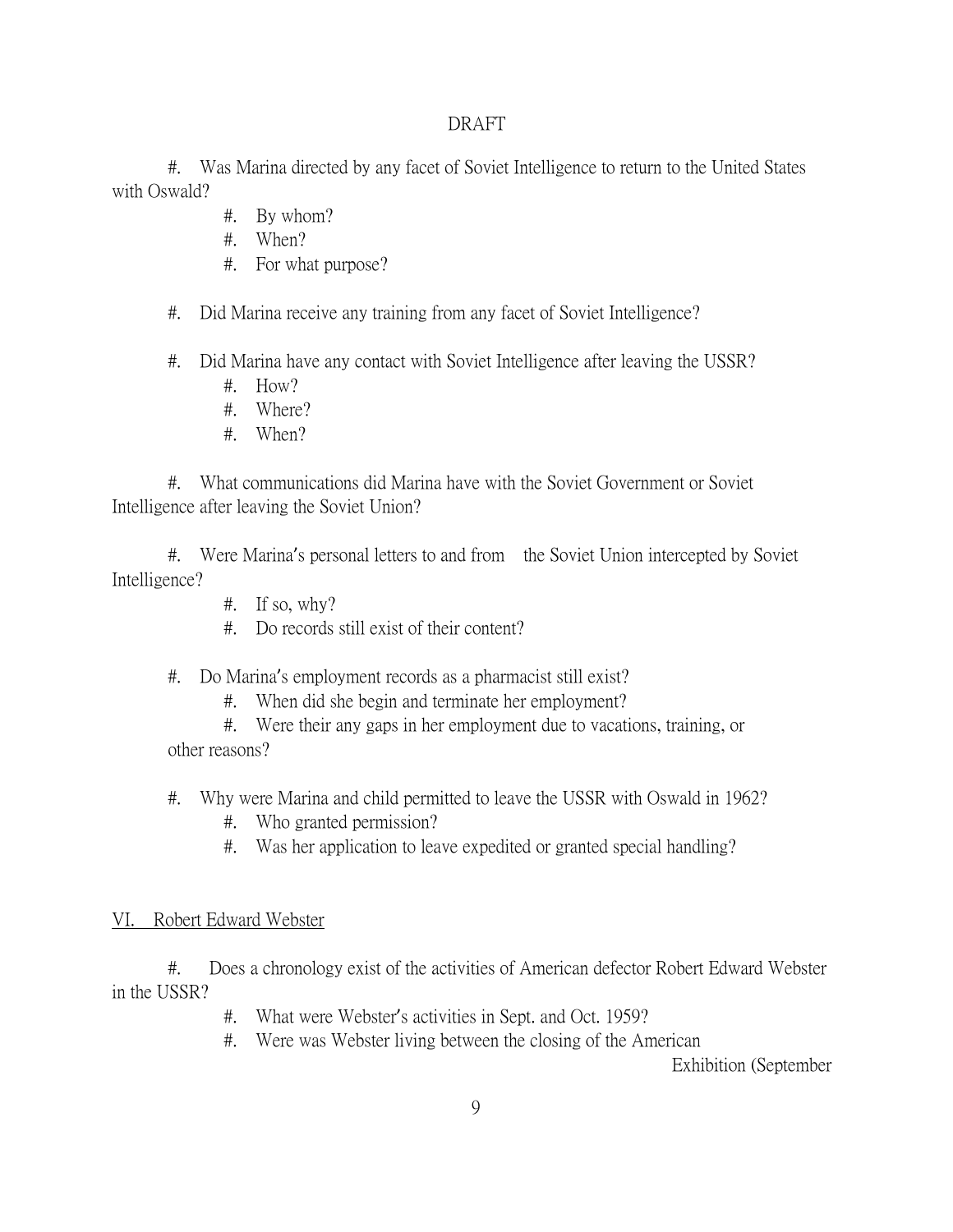DRAFT

#. Was Marina directed by any facet of Soviet Intelligence to return to the United States with Oswald?

- #. By whom?
- #. When?
- #. For what purpose?

#. Did Marina receive any training from any facet of Soviet Intelligence?

#. Did Marina have any contact with Soviet Intelligence after leaving the USSR?

- #. How?
- #. Where?
- #. When?

#. What communications did Marina have with the Soviet Government or Soviet Intelligence after leaving the Soviet Union?

#. Were Marina's personal letters to and from the Soviet Union intercepted by Soviet Intelligence?

- #. If so, why?
- #. Do records still exist of their content?

#. Do Marina's employment records as a pharmacist still exist?

- #. When did she begin and terminate her employment?
- #. Were their any gaps in her employment due to vacations, training, or other reasons?

#. Why were Marina and child permitted to leave the USSR with Oswald in 1962?

- #. Who granted permission?
- #. Was her application to leave expedited or granted special handling?

## <u>VI. Robert Edward Webster</u>

#. Does a chronology exist of the activities of American defector Robert Edward Webster in the USSR?

- #. What were Webster's activities in Sept. and Oct. 1959?
- #. Were was Webster living between the closing of the American Exhibition (September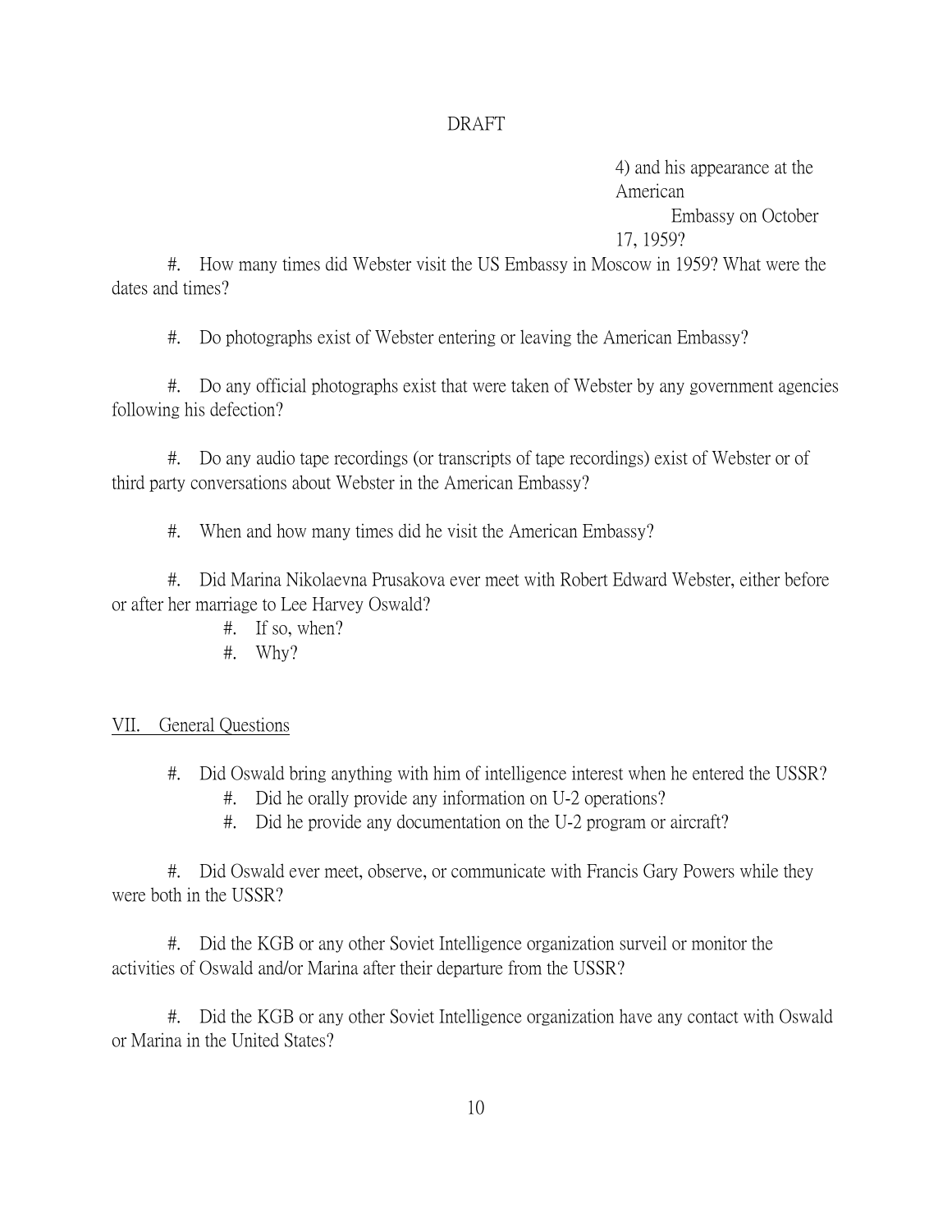DRAFT

4) and his appearance at the American Embassy on October 17, 1959?

#. How many times did Webster visit the US Embassy in Moscow in 1959? What were the dates and times?

#. Do photographs exist of Webster entering or leaving the American Embassy?

#. Do any official photographs exist that were taken of Webster by any government agencies following his defection?

#. Do any audio tape recordings (or transcripts of tape recordings) exist of Webster or of third party conversations about Webster in the American Embassy?

#. When and how many times did he visit the American Embassy?

#. Did Marina Nikolaevna Prusakova ever meet with Robert Edward Webster, either before or after her marriage to Lee Harvey Oswald?

- #. If so, when?
- #. Why?

<u>VII. General Questions</u>

#. Did Oswald bring anything with him of intelligence interest when he entered the USSR?

- #. Did he orally provide any information on U-2 operations?
- #. Did he provide any documentation on the U-2 program or aircraft?

#. Did Oswald ever meet, observe, or communicate with Francis Gary Powers while they were both in the USSR?

#. Did the KGB or any other Soviet Intelligence organization surveil or monitor the activities of Oswald and/or Marina after their departure from the USSR?

#. Did the KGB or any other Soviet Intelligence organization have any contact with Oswald or Marina in the United States?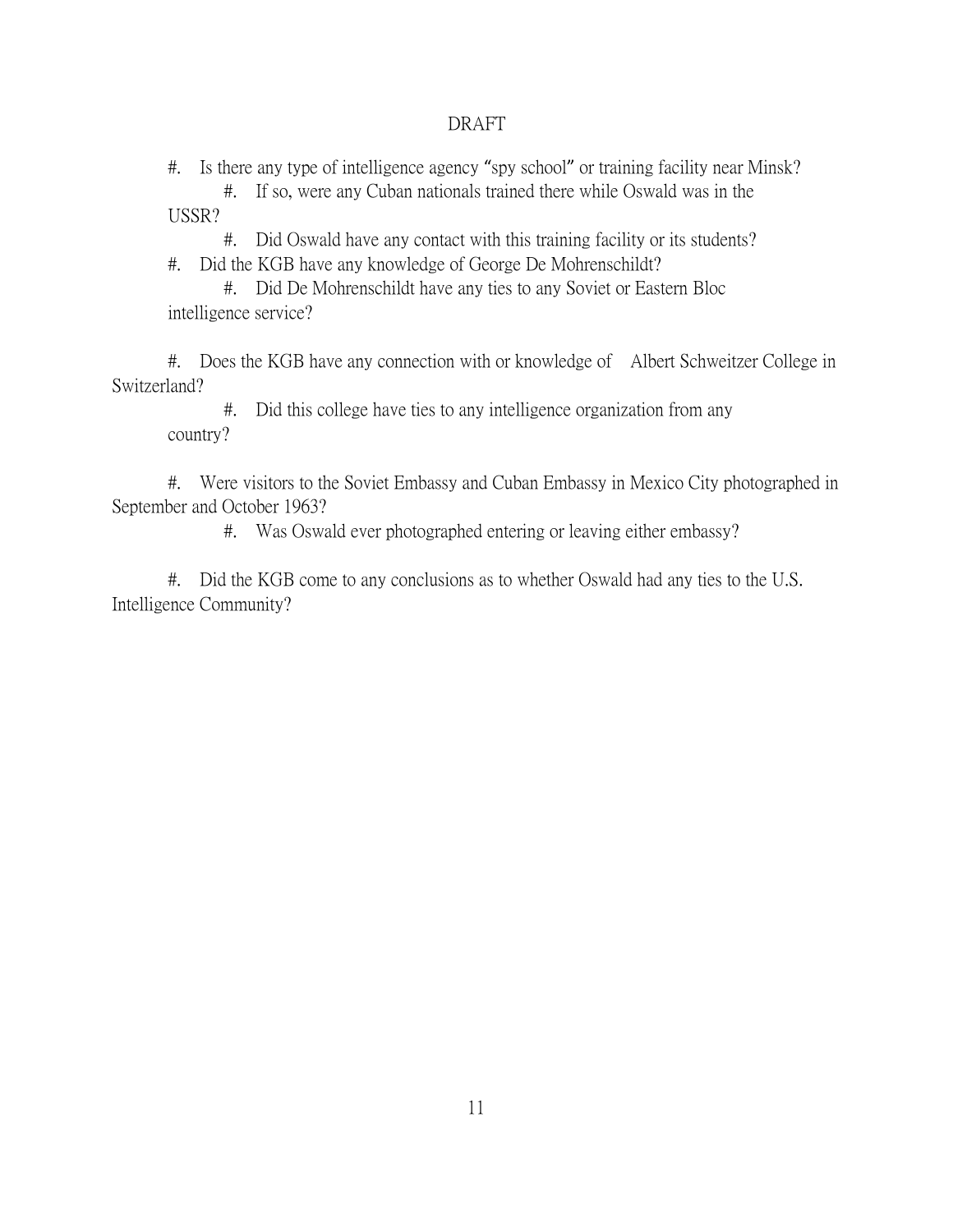DRAFT

#. Is there any type of intelligence agency "spy school" or training facility near Minsk?

#. If so, were any Cuban nationals trained there while Oswald was in the USSR?

#. Did Oswald have any contact with this training facility or its students?

#. Did the KGB have any knowledge of George De Mohrenschildt?

#. Did De Mohrenschildt have any ties to any Soviet or Eastern Bloc intelligence service?

#. Does the KGB have any connection with or knowledge of Albert Schweitzer College in Switzerland?

#. Did this college have ties to any intelligence organization from any country?

#. Were visitors to the Soviet Embassy and Cuban Embassy in Mexico City photographed in September and October 1963?

#. Was Oswald ever photographed entering or leaving either embassy?

#. Did the KGB come to any conclusions as to whether Oswald had any ties to the U.S. Intelligence Community?